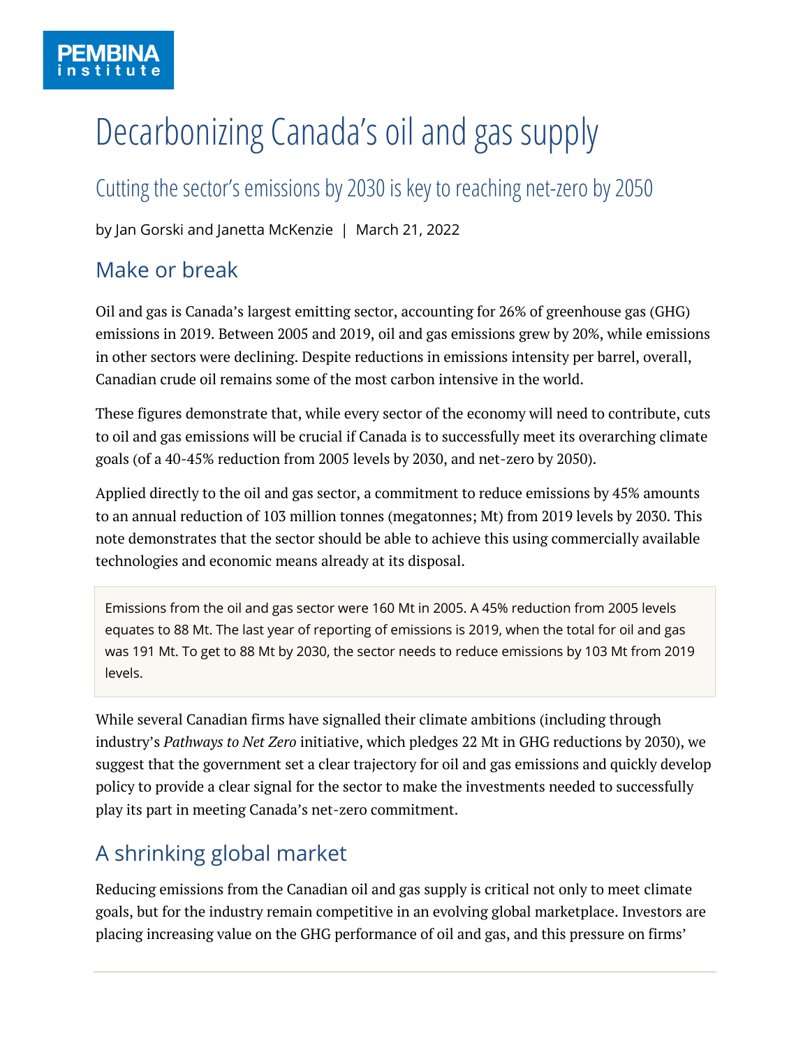PEMBINA institute

# Decarbonizing Canada's oil and gas supply

## Cutting the sector's emissions by 2030 is key to reaching net-zero by 2050

by Jan Gorski and Janetta McKenzie | March 21, 2022

## Make or break

Oil and gas is Canada's largest emitting sector, accounting for 26% of greenhouse gas (GHG) emissions in 2019. Between 2005 and 2019, oil and gas emissions grew by 20%, while emissions in other sectors were declining. Despite reductions in emissions intensity per barrel, overall, Canadian crude oil remains some of the most carbon intensive in the world.

These figures demonstrate that, while every sector of the economy will need to contribute, cuts to oil and gas emissions will be crucial if Canada is to successfully meet its overarching climate goals (of a 40-45% reduction from 2005 levels by 2030, and net-zero by 2050).

Applied directly to the oil and gas sector, a commitment to reduce emissions by 45% amounts to an annual reduction of 103 million tonnes (megatonnes; Mt) from 2019 levels by 2030. This note demonstrates that the sector should be able to achieve this using commercially available technologies and economic means already at its disposal.

> Emissions from the oil and gas sector were 160 Mt in 2005. A 45% reduction from 2005 levels equates to 88 Mt. The last year of reporting of emissions is 2019, when the total for oil and gas was 191 Mt. To get to 88 Mt by 2030, the sector needs to reduce emissions by 103 Mt from 2019 levels.

While several Canadian firms have signalled their climate ambitions (including through industry's *Pathways to Net Zero* initiative, which pledges 22 Mt in GHG reductions by 2030), we suggest that the government set a clear trajectory for oil and gas emissions and quickly develop policy to provide a clear signal for the sector to make the investments needed to successfully play its part in meeting Canada's net-zero commitment.

## A shrinking global market

Reducing emissions from the Canadian oil and gas supply is critical not only to meet climate goals, but for the industry remain competitive in an evolving global marketplace. Investors are placing increasing value on the GHG performance of oil and gas, and this pressure on firms'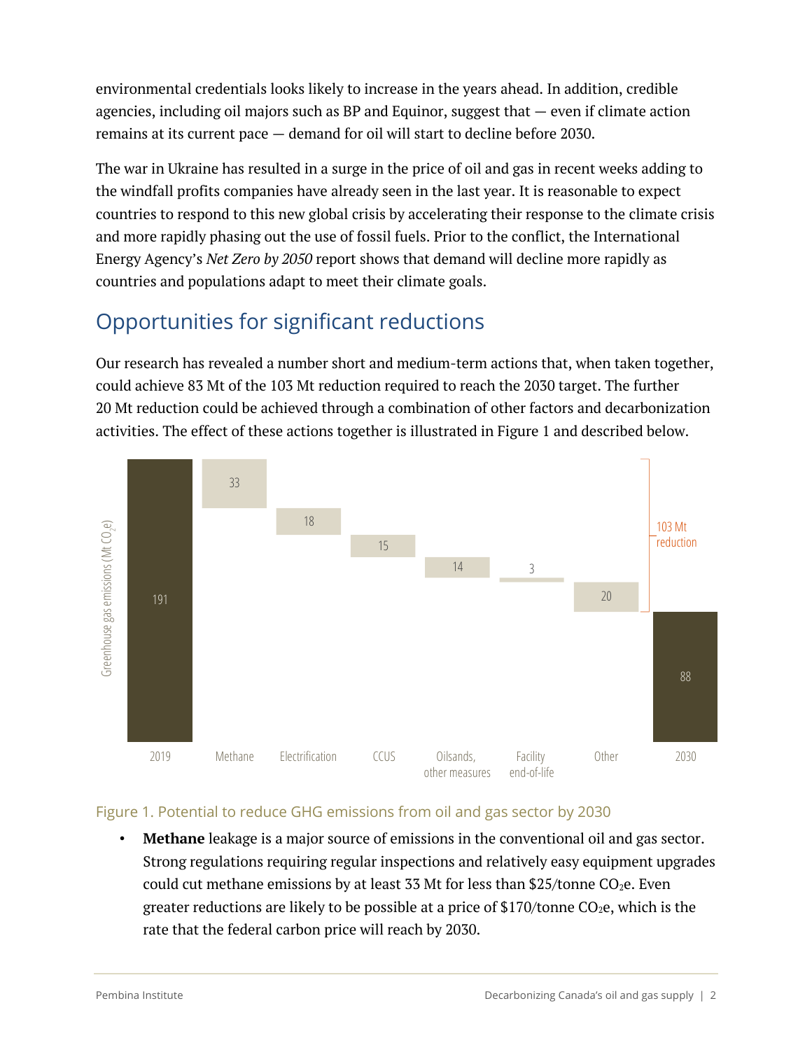environmental credentials looks likely to increase in the years ahead. In addition, credible agencies, including oil majors such as BP and Equinor, suggest that — even if climate action remains at its current pace — demand for oil will start to decline before 2030.

The war in Ukraine has resulted in a surge in the price of oil and gas in recent weeks adding to the windfall profits companies have already seen in the last year. It is reasonable to expect countries to respond to this new global crisis by accelerating their response to the climate crisis and more rapidly phasing out the use of fossil fuels. Prior to the conflict, the International Energy Agency's *Net Zero by 2050* report shows that demand will decline more rapidly as countries and populations adapt to meet their climate goals.

## Opportunities for significant reductions

Our research has revealed a number short and medium-term actions that, when taken together, could achieve 83 Mt of the 103 Mt reduction required to reach the 2030 target. The further 20 Mt reduction could be achieved through a combination of other factors and decarbonization activities. The effect of these actions together is illustrated in Figure 1 and described below.

Greenhouse gas emissions (Mt $CO_2e$)

191
33
18
15
14
3
20
88

103 Mt reduction

2019
Methane
Electrification
CCUS
Oilsands, other measures
Facility end-of-life
Other
2030

Figure 1. Potential to reduce GHG emissions from oil and gas sector by 2030

- **Methane** leakage is a major source of emissions in the conventional oil and gas sector. Strong regulations requiring regular inspections and relatively easy equipment upgrades could cut methane emissions by at least 33 Mt for less than \$25/tonne $CO_2e$. Even greater reductions are likely to be possible at a price of \$170/tonne $CO_2e$, which is the rate that the federal carbon price will reach by 2030.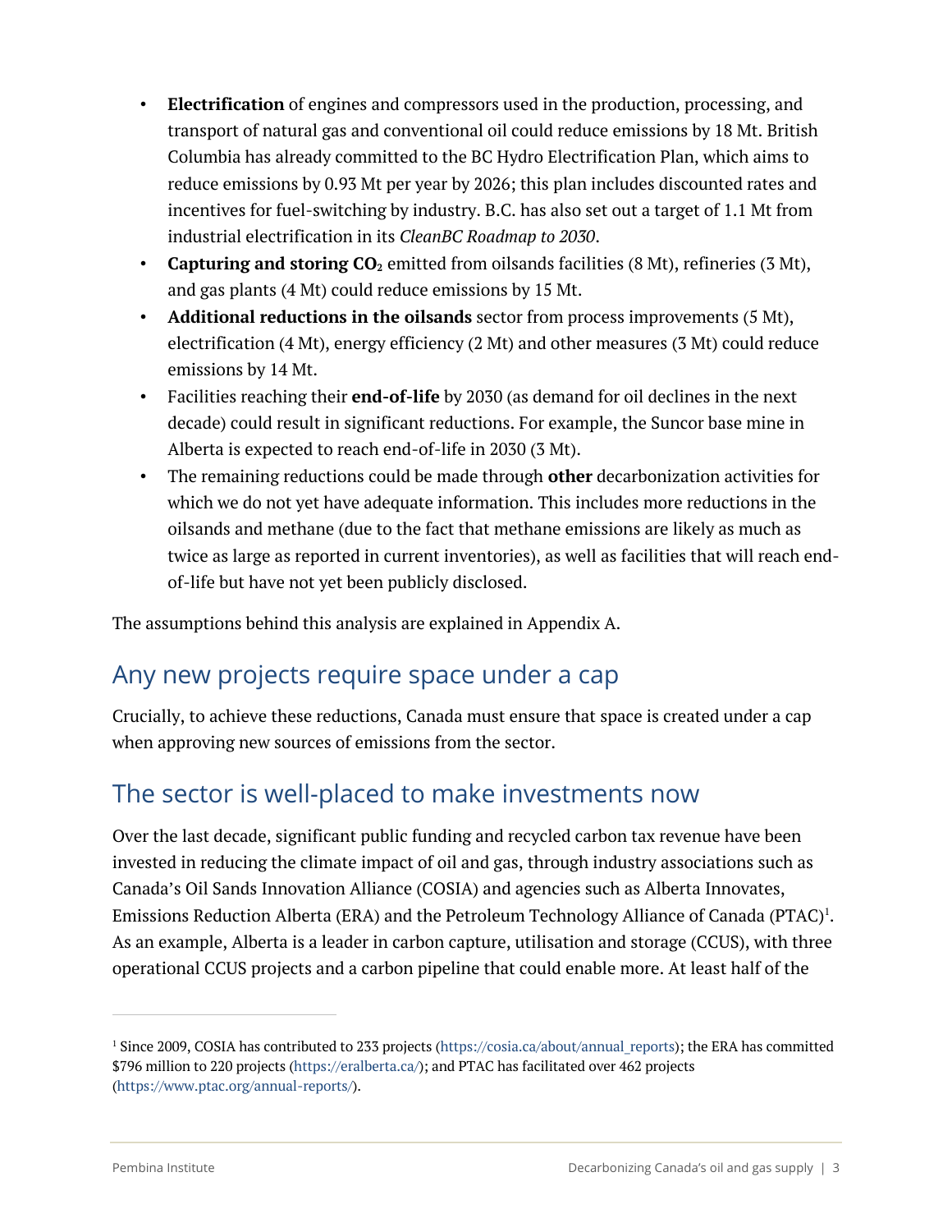- **Electrification** of engines and compressors used in the production, processing, and transport of natural gas and conventional oil could reduce emissions by 18 Mt. British Columbia has already committed to the BC Hydro Electrification Plan, which aims to reduce emissions by 0.93 Mt per year by 2026; this plan includes discounted rates and incentives for fuel-switching by industry. B.C. has also set out a target of 1.1 Mt from industrial electrification in its *CleanBC Roadmap to 2030*.
- **Capturing and storing $CO_2$** emitted from oilsands facilities (8 Mt), refineries (3 Mt), and gas plants (4 Mt) could reduce emissions by 15 Mt.
- **Additional reductions in the oilsands** sector from process improvements (5 Mt), electrification (4 Mt), energy efficiency (2 Mt) and other measures (3 Mt) could reduce emissions by 14 Mt.
- Facilities reaching their **end-of-life** by 2030 (as demand for oil declines in the next decade) could result in significant reductions. For example, the Suncor base mine in Alberta is expected to reach end-of-life in 2030 (3 Mt).
- The remaining reductions could be made through **other** decarbonization activities for which we do not yet have adequate information. This includes more reductions in the oilsands and methane (due to the fact that methane emissions are likely as much as twice as large as reported in current inventories), as well as facilities that will reach end-of-life but have not yet been publicly disclosed.

The assumptions behind this analysis are explained in Appendix A.

## Any new projects require space under a cap

Crucially, to achieve these reductions, Canada must ensure that space is created under a cap when approving new sources of emissions from the sector.

## The sector is well-placed to make investments now

Over the last decade, significant public funding and recycled carbon tax revenue have been invested in reducing the climate impact of oil and gas, through industry associations such as Canada's Oil Sands Innovation Alliance (COSIA) and agencies such as Alberta Innovates, Emissions Reduction Alberta (ERA) and the Petroleum Technology Alliance of Canada (PTAC)[1]. As an example, Alberta is a leader in carbon capture, utilisation and storage (CCUS), with three operational CCUS projects and a carbon pipeline that could enable more. At least half of the

[1] Since 2009, COSIA has contributed to 233 projects (https://cosia.ca/about/annual_reports); the ERA has committed $796 million to 220 projects (https://eralberta.ca/); and PTAC has facilitated over 462 projects (https://www.ptac.org/annual-reports/).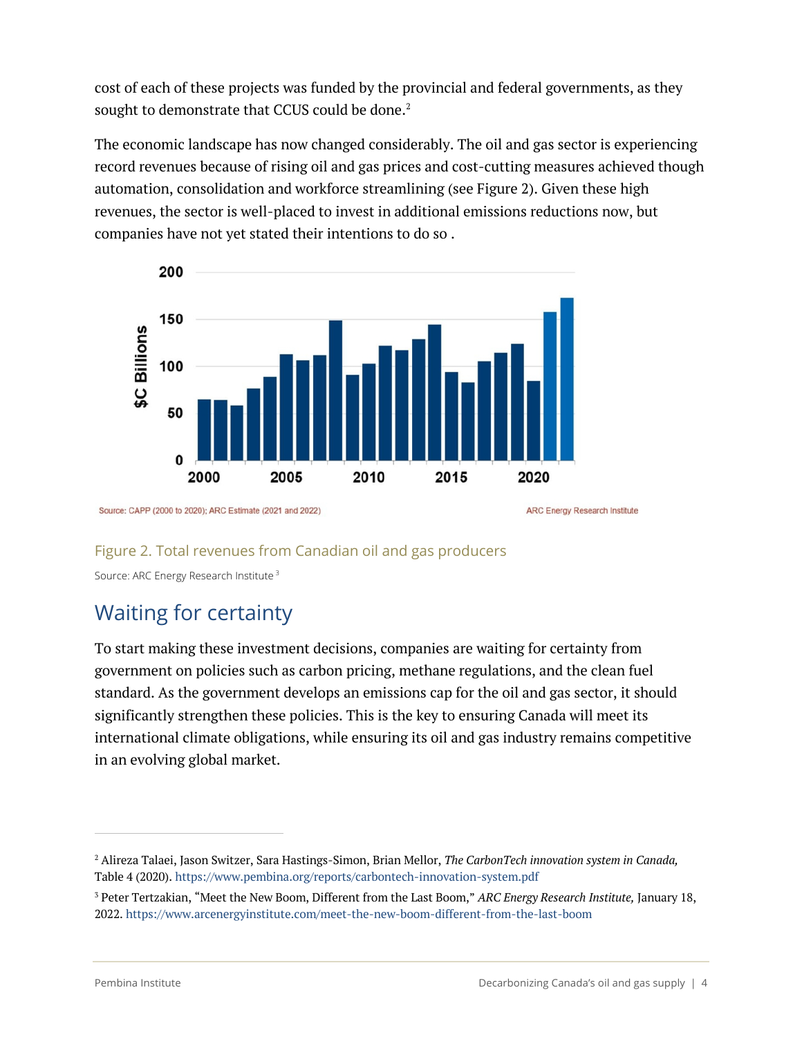cost of each of these projects was funded by the provincial and federal governments, as they sought to demonstrate that CCUS could be done.[2]

The economic landscape has now changed considerably. The oil and gas sector is experiencing record revenues because of rising oil and gas prices and cost-cutting measures achieved though automation, consolidation and workforce streamlining (see Figure 2). Given these high revenues, the sector is well-placed to invest in additional emissions reductions now, but companies have not yet stated their intentions to do so .

$C Billions
200
150
100
50
0
2000
2005
2010
2015
2020

Source: CAPP (2000 to 2020); ARC Estimate (2021 and 2022)

ARC Energy Research Institute

Figure 2. Total revenues from Canadian oil and gas producers

Source: ARC Energy Research Institute[3]

## Waiting for certainty

To start making these investment decisions, companies are waiting for certainty from government on policies such as carbon pricing, methane regulations, and the clean fuel standard. As the government develops an emissions cap for the oil and gas sector, it should significantly strengthen these policies. This is the key to ensuring Canada will meet its international climate obligations, while ensuring its oil and gas industry remains competitive in an evolving global market.

---

[2] Alireza Talaei, Jason Switzer, Sara Hastings-Simon, Brian Mellor, *The CarbonTech innovation system in Canada,* Table 4 (2020). https://www.pembina.org/reports/carbontech-innovation-system.pdf

[3] Peter Tertzakian, "Meet the New Boom, Different from the Last Boom," *ARC Energy Research Institute,* January 18, 2022. https://www.arcenergyinstitute.com/meet-the-new-boom-different-from-the-last-boom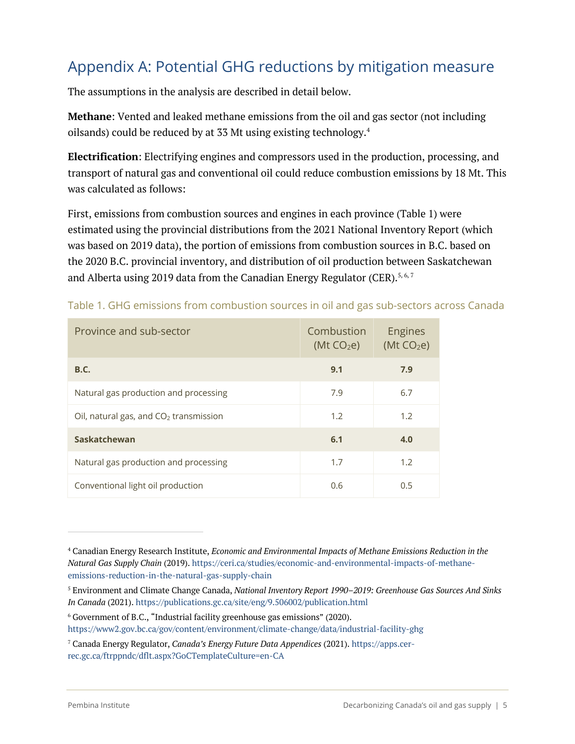## Appendix A: Potential GHG reductions by mitigation measure

The assumptions in the analysis are described in detail below.

**Methane**: Vented and leaked methane emissions from the oil and gas sector (not including oilsands) could be reduced by at 33 Mt using existing technology.[4]

**Electrification**: Electrifying engines and compressors used in the production, processing, and transport of natural gas and conventional oil could reduce combustion emissions by 18 Mt. This was calculated as follows:

First, emissions from combustion sources and engines in each province (Table 1) were estimated using the provincial distributions from the 2021 National Inventory Report (which was based on 2019 data), the portion of emissions from combustion sources in B.C. based on the 2020 B.C. provincial inventory, and distribution of oil production between Saskatchewan and Alberta using 2019 data from the Canadian Energy Regulator (CER).[5, 6, 7]

Table 1. GHG emissions from combustion sources in oil and gas sub-sectors across Canada

| Province and sub-sector | Combustion (Mt $CO_2$e) | Engines (Mt $CO_2$e) |
|---|---|---|
| **B.C.** | **9.1** | **7.9** |
| Natural gas production and processing | 7.9 | 6.7 |
| Oil, natural gas, and $CO_2$ transmission | 1.2 | 1.2 |
| **Saskatchewan** | **6.1** | **4.0** |
| Natural gas production and processing | 1.7 | 1.2 |
| Conventional light oil production | 0.6 | 0.5 |

[4] Canadian Energy Research Institute, *Economic and Environmental Impacts of Methane Emissions Reduction in the Natural Gas Supply Chain* (2019). https://ceri.ca/studies/economic-and-environmental-impacts-of-methane-emissions-reduction-in-the-natural-gas-supply-chain

[5] Environment and Climate Change Canada, *National Inventory Report 1990–2019: Greenhouse Gas Sources And Sinks In Canada* (2021). https://publications.gc.ca/site/eng/9.506002/publication.html

[6] Government of B.C., "Industrial facility greenhouse gas emissions" (2020). https://www2.gov.bc.ca/gov/content/environment/climate-change/data/industrial-facility-ghg

[7] Canada Energy Regulator, *Canada's Energy Future Data Appendices* (2021). https://apps.cer-rec.gc.ca/ftrppndc/dflt.aspx?GoCTemplateCulture=en-CA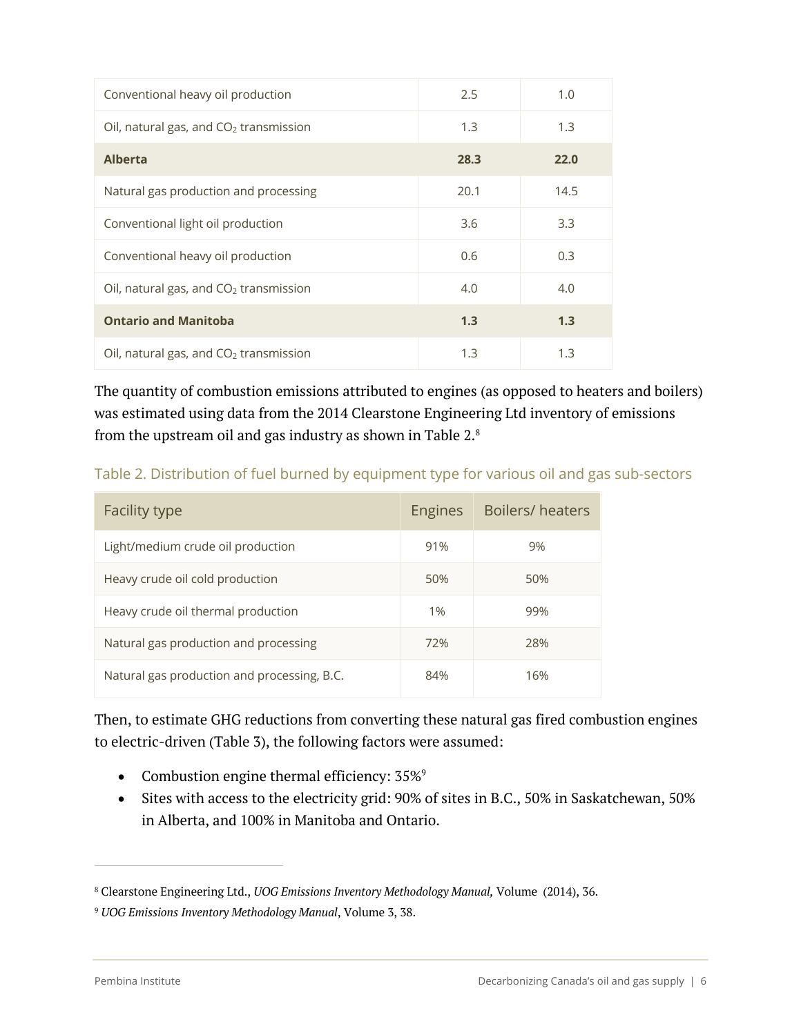| | | |
|---|---|---|
| Conventional heavy oil production | 2.5 | 1.0 |
| Oil, natural gas, and $CO_2$ transmission | 1.3 | 1.3 |
| **Alberta** | **28.3** | **22.0** |
| Natural gas production and processing | 20.1 | 14.5 |
| Conventional light oil production | 3.6 | 3.3 |
| Conventional heavy oil production | 0.6 | 0.3 |
| Oil, natural gas, and $CO_2$ transmission | 4.0 | 4.0 |
| **Ontario and Manitoba** | **1.3** | **1.3** |
| Oil, natural gas, and $CO_2$ transmission | 1.3 | 1.3 |

The quantity of combustion emissions attributed to engines (as opposed to heaters and boilers) was estimated using data from the 2014 Clearstone Engineering Ltd inventory of emissions from the upstream oil and gas industry as shown in Table 2.[8]

Table 2. Distribution of fuel burned by equipment type for various oil and gas sub-sectors

| Facility type | Engines | Boilers/ heaters |
|---|---|---|
| Light/medium crude oil production | 91% | 9% |
| Heavy crude oil cold production | 50% | 50% |
| Heavy crude oil thermal production | 1% | 99% |
| Natural gas production and processing | 72% | 28% |
| Natural gas production and processing, B.C. | 84% | 16% |

Then, to estimate GHG reductions from converting these natural gas fired combustion engines to electric-driven (Table 3), the following factors were assumed:

- Combustion engine thermal efficiency: 35%[9]
- Sites with access to the electricity grid: 90% of sites in B.C., 50% in Saskatchewan, 50% in Alberta, and 100% in Manitoba and Ontario.

---

[8] Clearstone Engineering Ltd., *UOG Emissions Inventory Methodology Manual,* Volume (2014), 36.

[9] *UOG Emissions Inventory Methodology Manual*, Volume 3, 38.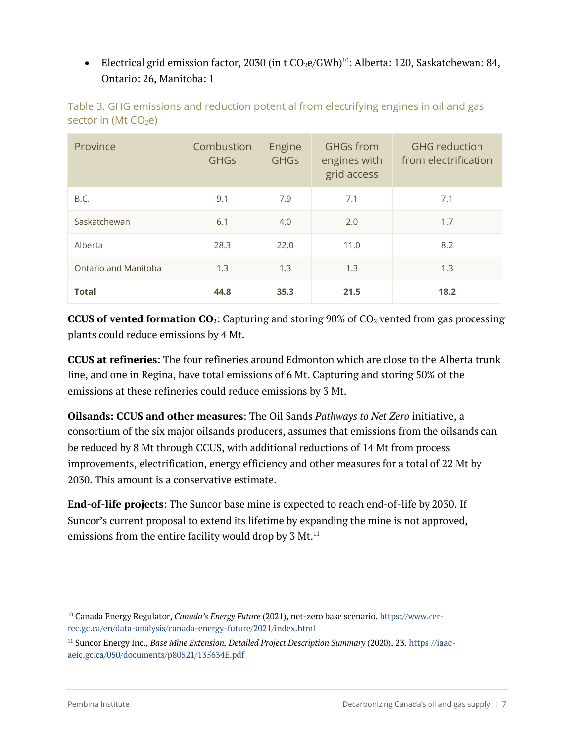- Electrical grid emission factor, 2030 (in t $CO_2e$/GWh)[10]: Alberta: 120, Saskatchewan: 84, Ontario: 26, Manitoba: 1

Table 3. GHG emissions and reduction potential from electrifying engines in oil and gas sector in (Mt $CO_2e$)

| Province | Combustion GHGs | Engine GHGs | GHGs from engines with grid access | GHG reduction from electrification |
|---|---|---|---|---|
| B.C. | 9.1 | 7.9 | 7.1 | 7.1 |
| Saskatchewan | 6.1 | 4.0 | 2.0 | 1.7 |
| Alberta | 28.3 | 22.0 | 11.0 | 8.2 |
| Ontario and Manitoba | 1.3 | 1.3 | 1.3 | 1.3 |
| **Total** | **44.8** | **35.3** | **21.5** | **18.2** |

**CCUS of vented formation $CO_2$**: Capturing and storing 90% of $CO_2$ vented from gas processing plants could reduce emissions by 4 Mt.

**CCUS at refineries**: The four refineries around Edmonton which are close to the Alberta trunk line, and one in Regina, have total emissions of 6 Mt. Capturing and storing 50% of the emissions at these refineries could reduce emissions by 3 Mt.

**Oilsands: CCUS and other measures**: The Oil Sands *Pathways to Net Zero* initiative, a consortium of the six major oilsands producers, assumes that emissions from the oilsands can be reduced by 8 Mt through CCUS, with additional reductions of 14 Mt from process improvements, electrification, energy efficiency and other measures for a total of 22 Mt by 2030. This amount is a conservative estimate.

**End-of-life projects**: The Suncor base mine is expected to reach end-of-life by 2030. If Suncor's current proposal to extend its lifetime by expanding the mine is not approved, emissions from the entire facility would drop by 3 Mt.[11]

---

[10] Canada Energy Regulator, *Canada's Energy Future* (2021), net-zero base scenario. https://www.cer-rec.gc.ca/en/data-analysis/canada-energy-future/2021/index.html

[11] Suncor Energy Inc., *Base Mine Extension, Detailed Project Description Summary* (2020), 23. https://iaac-aeic.gc.ca/050/documents/p80521/135634E.pdf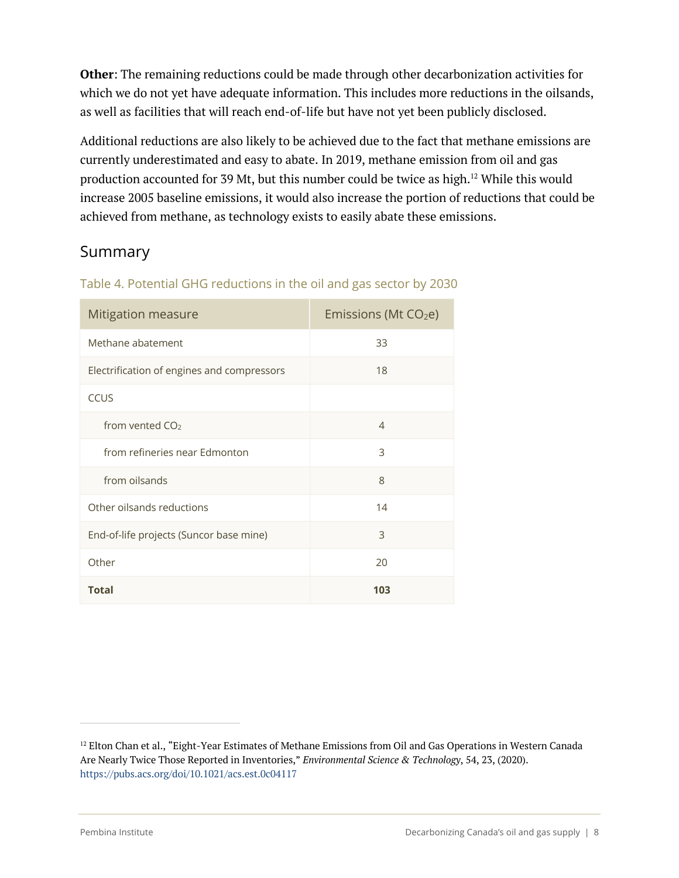**Other**: The remaining reductions could be made through other decarbonization activities for which we do not yet have adequate information. This includes more reductions in the oilsands, as well as facilities that will reach end-of-life but have not yet been publicly disclosed.

Additional reductions are also likely to be achieved due to the fact that methane emissions are currently underestimated and easy to abate. In 2019, methane emission from oil and gas production accounted for 39 Mt, but this number could be twice as high.[12] While this would increase 2005 baseline emissions, it would also increase the portion of reductions that could be achieved from methane, as technology exists to easily abate these emissions.

## Summary

Table 4. Potential GHG reductions in the oil and gas sector by 2030

| Mitigation measure | Emissions (Mt $CO_2e$) |
|---|---|
| Methane abatement | 33 |
| Electrification of engines and compressors | 18 |
| CCUS | |
| from vented $CO_2$ | 4 |
| from refineries near Edmonton | 3 |
| from oilsands | 8 |
| Other oilsands reductions | 14 |
| End-of-life projects (Suncor base mine) | 3 |
| Other | 20 |
| **Total** | **103** |

[12] Elton Chan et al., "Eight-Year Estimates of Methane Emissions from Oil and Gas Operations in Western Canada Are Nearly Twice Those Reported in Inventories," *Environmental Science & Technology*, 54, 23, (2020). https://pubs.acs.org/doi/10.1021/acs.est.0c04117